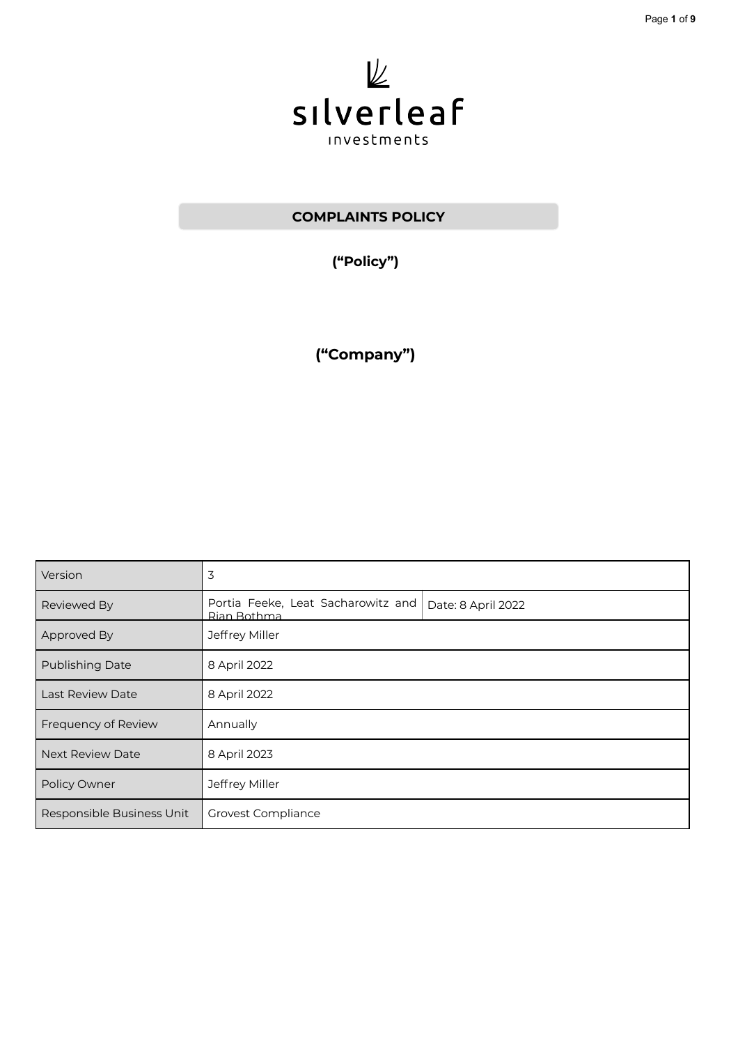silverleaf

investments

# COMPLAINTS POLICY

**("Policy")**

**("Company")**

| Version | 3 | |
|---|---|---|
| Reviewed By | Portia Feeke, Leat Sacharowitz and Rian Bothma | Date: 8 April 2022 |
| Approved By | Jeffrey Miller | |
| Publishing Date | 8 April 2022 | |
| Last Review Date | 8 April 2022 | |
| Frequency of Review | Annually | |
| Next Review Date | 8 April 2023 | |
| Policy Owner | Jeffrey Miller | |
| Responsible Business Unit | Grovest Compliance | |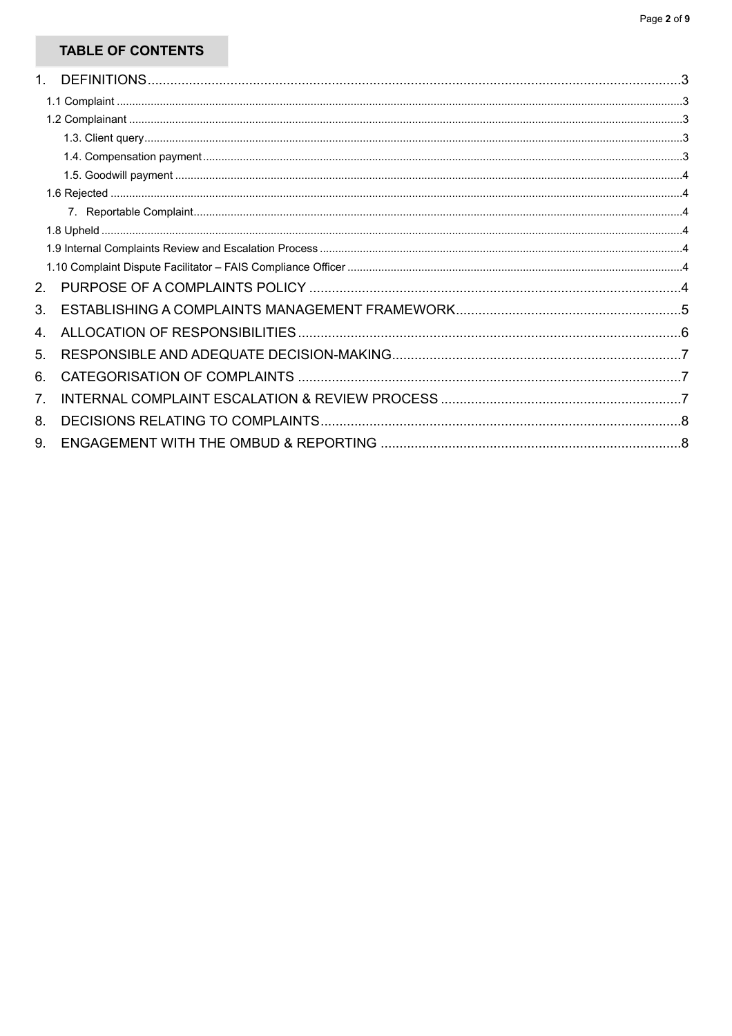## TABLE OF CONTENTS

1. DEFINITIONS .......... 3
   - 1.1 Complaint .......... 3
   - 1.2 Complainant .......... 3
     - 1.3. Client query .......... 3
     - 1.4. Compensation payment .......... 3
     - 1.5. Goodwill payment .......... 4
   - 1.6 Rejected .......... 4
     - 7. Reportable Complaint .......... 4
   - 1.8 Upheld .......... 4
   - 1.9 Internal Complaints Review and Escalation Process .......... 4
   - 1.10 Complaint Dispute Facilitator – FAIS Compliance Officer .......... 4
2. PURPOSE OF A COMPLAINTS POLICY .......... 4
3. ESTABLISHING A COMPLAINTS MANAGEMENT FRAMEWORK .......... 5
4. ALLOCATION OF RESPONSIBILITIES .......... 6
5. RESPONSIBLE AND ADEQUATE DECISION-MAKING .......... 7
6. CATEGORISATION OF COMPLAINTS .......... 7
7. INTERNAL COMPLAINT ESCALATION & REVIEW PROCESS .......... 7
8. DECISIONS RELATING TO COMPLAINTS .......... 8
9. ENGAGEMENT WITH THE OMBUD & REPORTING .......... 8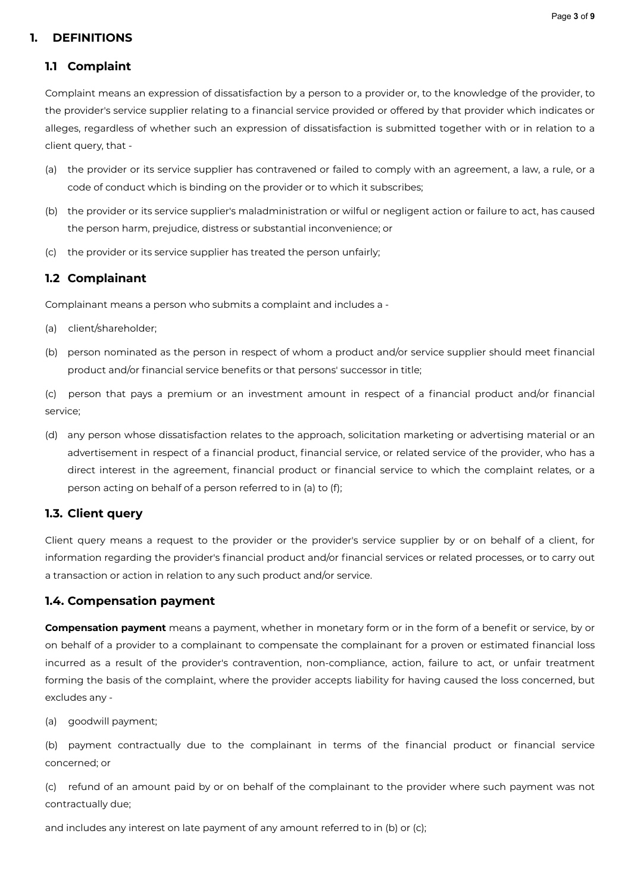# 1. DEFINITIONS

## 1.1 Complaint

Complaint means an expression of dissatisfaction by a person to a provider or, to the knowledge of the provider, to the provider's service supplier relating to a financial service provided or offered by that provider which indicates or alleges, regardless of whether such an expression of dissatisfaction is submitted together with or in relation to a client query, that -

(a) the provider or its service supplier has contravened or failed to comply with an agreement, a law, a rule, or a code of conduct which is binding on the provider or to which it subscribes;

(b) the provider or its service supplier's maladministration or wilful or negligent action or failure to act, has caused the person harm, prejudice, distress or substantial inconvenience; or

(c) the provider or its service supplier has treated the person unfairly;

## 1.2 Complainant

Complainant means a person who submits a complaint and includes a -

(a) client/shareholder;

(b) person nominated as the person in respect of whom a product and/or service supplier should meet financial product and/or financial service benefits or that persons' successor in title;

(c) person that pays a premium or an investment amount in respect of a financial product and/or financial service;

(d) any person whose dissatisfaction relates to the approach, solicitation marketing or advertising material or an advertisement in respect of a financial product, financial service, or related service of the provider, who has a direct interest in the agreement, financial product or financial service to which the complaint relates, or a person acting on behalf of a person referred to in (a) to (f);

## 1.3. Client query

Client query means a request to the provider or the provider's service supplier by or on behalf of a client, for information regarding the provider's financial product and/or financial services or related processes, or to carry out a transaction or action in relation to any such product and/or service.

## 1.4. Compensation payment

**Compensation payment** means a payment, whether in monetary form or in the form of a benefit or service, by or on behalf of a provider to a complainant to compensate the complainant for a proven or estimated financial loss incurred as a result of the provider's contravention, non-compliance, action, failure to act, or unfair treatment forming the basis of the complaint, where the provider accepts liability for having caused the loss concerned, but excludes any -

(a) goodwill payment;

(b) payment contractually due to the complainant in terms of the financial product or financial service concerned; or

(c) refund of an amount paid by or on behalf of the complainant to the provider where such payment was not contractually due;

and includes any interest on late payment of any amount referred to in (b) or (c);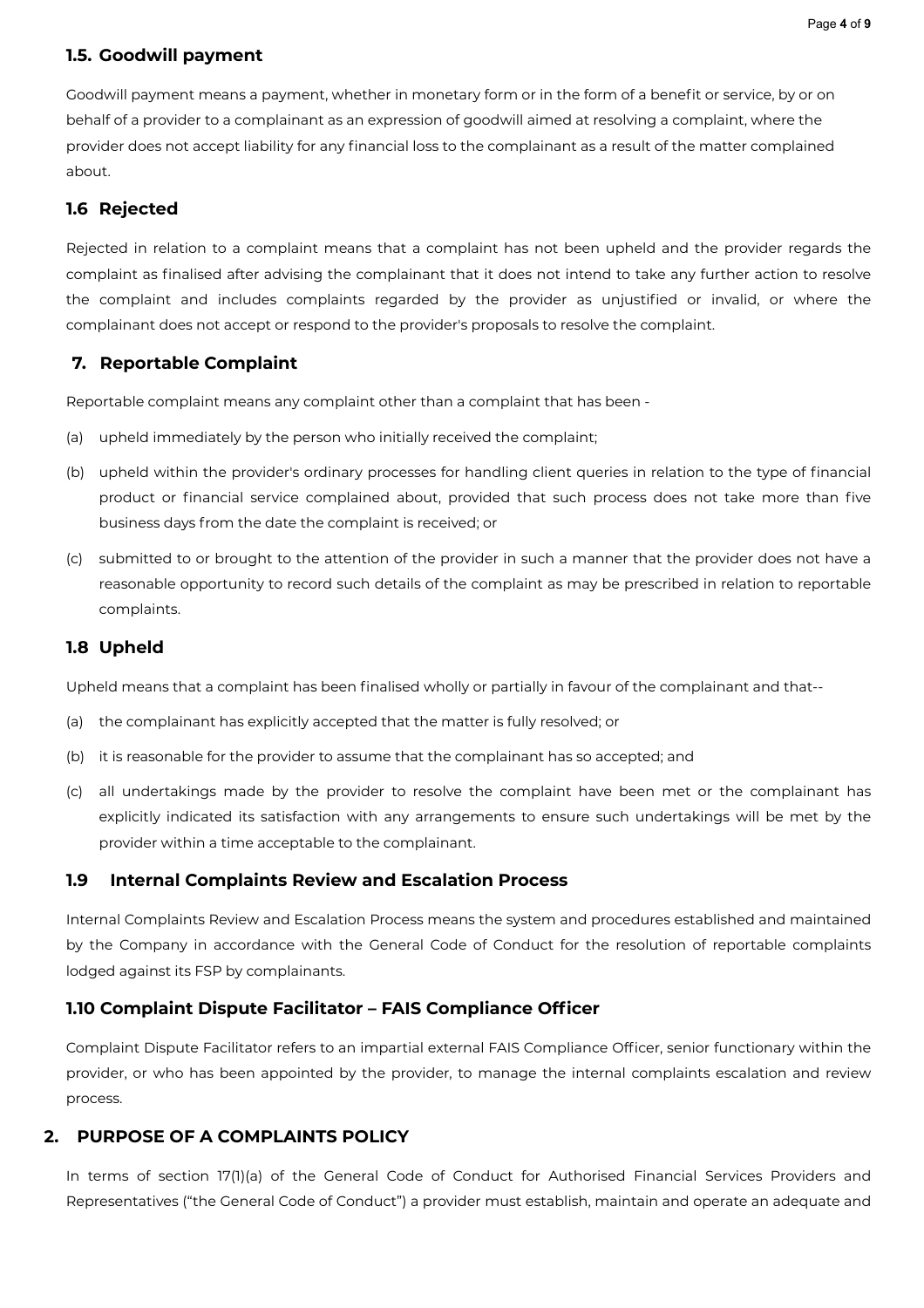### 1.5. Goodwill payment

Goodwill payment means a payment, whether in monetary form or in the form of a benefit or service, by or on behalf of a provider to a complainant as an expression of goodwill aimed at resolving a complaint, where the provider does not accept liability for any financial loss to the complainant as a result of the matter complained about.

### 1.6 Rejected

Rejected in relation to a complaint means that a complaint has not been upheld and the provider regards the complaint as finalised after advising the complainant that it does not intend to take any further action to resolve the complaint and includes complaints regarded by the provider as unjustified or invalid, or where the complainant does not accept or respond to the provider's proposals to resolve the complaint.

### 7. Reportable Complaint

Reportable complaint means any complaint other than a complaint that has been -

(a) upheld immediately by the person who initially received the complaint;

(b) upheld within the provider's ordinary processes for handling client queries in relation to the type of financial product or financial service complained about, provided that such process does not take more than five business days from the date the complaint is received; or

(c) submitted to or brought to the attention of the provider in such a manner that the provider does not have a reasonable opportunity to record such details of the complaint as may be prescribed in relation to reportable complaints.

### 1.8 Upheld

Upheld means that a complaint has been finalised wholly or partially in favour of the complainant and that--

(a) the complainant has explicitly accepted that the matter is fully resolved; or

(b) it is reasonable for the provider to assume that the complainant has so accepted; and

(c) all undertakings made by the provider to resolve the complaint have been met or the complainant has explicitly indicated its satisfaction with any arrangements to ensure such undertakings will be met by the provider within a time acceptable to the complainant.

### 1.9 Internal Complaints Review and Escalation Process

Internal Complaints Review and Escalation Process means the system and procedures established and maintained by the Company in accordance with the General Code of Conduct for the resolution of reportable complaints lodged against its FSP by complainants.

### 1.10 Complaint Dispute Facilitator – FAIS Compliance Officer

Complaint Dispute Facilitator refers to an impartial external FAIS Compliance Officer, senior functionary within the provider, or who has been appointed by the provider, to manage the internal complaints escalation and review process.

## 2. PURPOSE OF A COMPLAINTS POLICY

In terms of section 17(1)(a) of the General Code of Conduct for Authorised Financial Services Providers and Representatives ("the General Code of Conduct") a provider must establish, maintain and operate an adequate and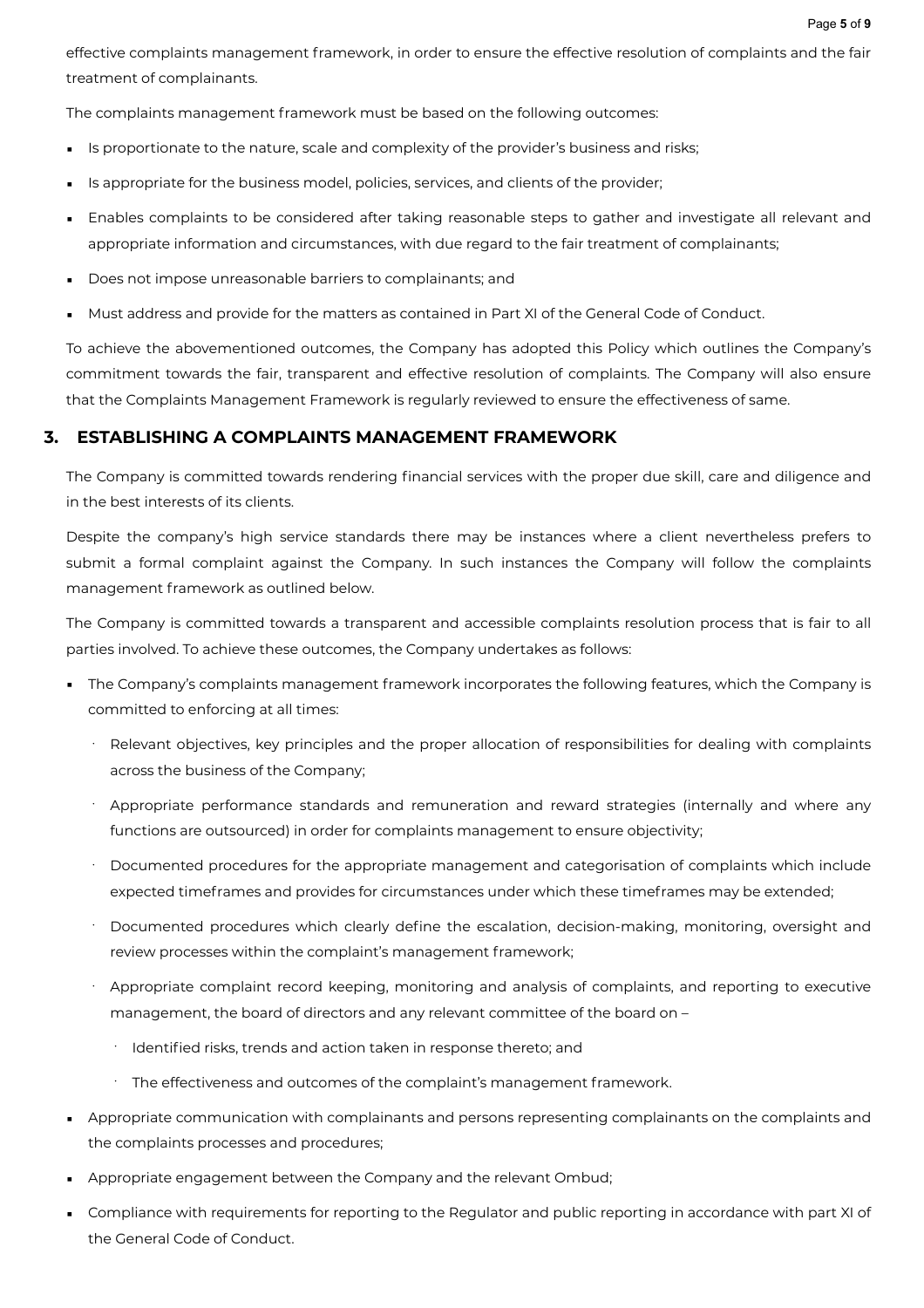effective complaints management framework, in order to ensure the effective resolution of complaints and the fair treatment of complainants.

The complaints management framework must be based on the following outcomes:

- Is proportionate to the nature, scale and complexity of the provider's business and risks;
- Is appropriate for the business model, policies, services, and clients of the provider;
- Enables complaints to be considered after taking reasonable steps to gather and investigate all relevant and appropriate information and circumstances, with due regard to the fair treatment of complainants;
- Does not impose unreasonable barriers to complainants; and
- Must address and provide for the matters as contained in Part XI of the General Code of Conduct.

To achieve the abovementioned outcomes, the Company has adopted this Policy which outlines the Company's commitment towards the fair, transparent and effective resolution of complaints. The Company will also ensure that the Complaints Management Framework is regularly reviewed to ensure the effectiveness of same.

## 3. ESTABLISHING A COMPLAINTS MANAGEMENT FRAMEWORK

The Company is committed towards rendering financial services with the proper due skill, care and diligence and in the best interests of its clients.

Despite the company's high service standards there may be instances where a client nevertheless prefers to submit a formal complaint against the Company. In such instances the Company will follow the complaints management framework as outlined below.

The Company is committed towards a transparent and accessible complaints resolution process that is fair to all parties involved. To achieve these outcomes, the Company undertakes as follows:

- The Company's complaints management framework incorporates the following features, which the Company is committed to enforcing at all times:
  - Relevant objectives, key principles and the proper allocation of responsibilities for dealing with complaints across the business of the Company;
  - Appropriate performance standards and remuneration and reward strategies (internally and where any functions are outsourced) in order for complaints management to ensure objectivity;
  - Documented procedures for the appropriate management and categorisation of complaints which include expected timeframes and provides for circumstances under which these timeframes may be extended;
  - Documented procedures which clearly define the escalation, decision-making, monitoring, oversight and review processes within the complaint's management framework;
  - Appropriate complaint record keeping, monitoring and analysis of complaints, and reporting to executive management, the board of directors and any relevant committee of the board on –
    - Identified risks, trends and action taken in response thereto; and
    - The effectiveness and outcomes of the complaint's management framework.
- Appropriate communication with complainants and persons representing complainants on the complaints and the complaints processes and procedures;
- Appropriate engagement between the Company and the relevant Ombud;
- Compliance with requirements for reporting to the Regulator and public reporting in accordance with part XI of the General Code of Conduct.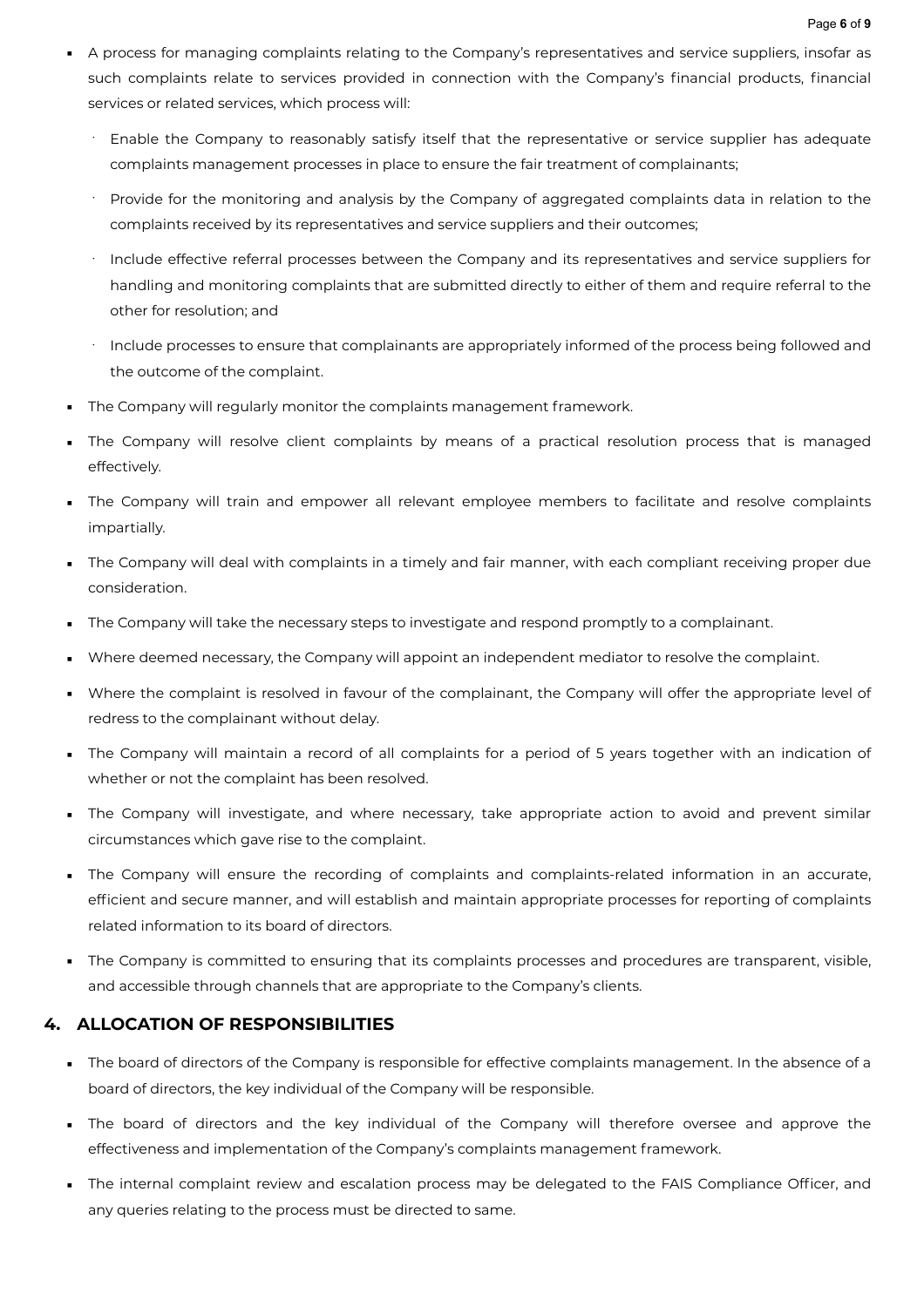- A process for managing complaints relating to the Company's representatives and service suppliers, insofar as such complaints relate to services provided in connection with the Company's financial products, financial services or related services, which process will:
  - Enable the Company to reasonably satisfy itself that the representative or service supplier has adequate complaints management processes in place to ensure the fair treatment of complainants;
  - Provide for the monitoring and analysis by the Company of aggregated complaints data in relation to the complaints received by its representatives and service suppliers and their outcomes;
  - Include effective referral processes between the Company and its representatives and service suppliers for handling and monitoring complaints that are submitted directly to either of them and require referral to the other for resolution; and
  - Include processes to ensure that complainants are appropriately informed of the process being followed and the outcome of the complaint.
- The Company will regularly monitor the complaints management framework.
- The Company will resolve client complaints by means of a practical resolution process that is managed effectively.
- The Company will train and empower all relevant employee members to facilitate and resolve complaints impartially.
- The Company will deal with complaints in a timely and fair manner, with each compliant receiving proper due consideration.
- The Company will take the necessary steps to investigate and respond promptly to a complainant.
- Where deemed necessary, the Company will appoint an independent mediator to resolve the complaint.
- Where the complaint is resolved in favour of the complainant, the Company will offer the appropriate level of redress to the complainant without delay.
- The Company will maintain a record of all complaints for a period of 5 years together with an indication of whether or not the complaint has been resolved.
- The Company will investigate, and where necessary, take appropriate action to avoid and prevent similar circumstances which gave rise to the complaint.
- The Company will ensure the recording of complaints and complaints-related information in an accurate, efficient and secure manner, and will establish and maintain appropriate processes for reporting of complaints related information to its board of directors.
- The Company is committed to ensuring that its complaints processes and procedures are transparent, visible, and accessible through channels that are appropriate to the Company's clients.

## 4. ALLOCATION OF RESPONSIBILITIES

- The board of directors of the Company is responsible for effective complaints management. In the absence of a board of directors, the key individual of the Company will be responsible.
- The board of directors and the key individual of the Company will therefore oversee and approve the effectiveness and implementation of the Company's complaints management framework.
- The internal complaint review and escalation process may be delegated to the FAIS Compliance Officer, and any queries relating to the process must be directed to same.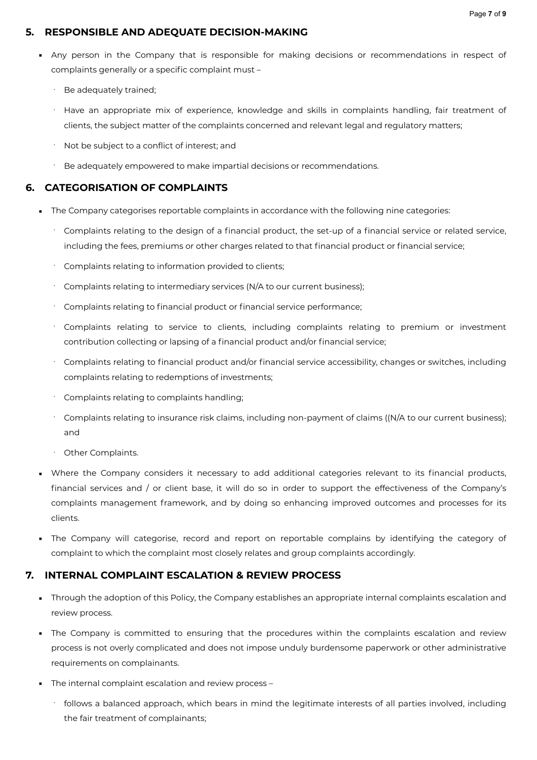## 5. RESPONSIBLE AND ADEQUATE DECISION-MAKING

- Any person in the Company that is responsible for making decisions or recommendations in respect of complaints generally or a specific complaint must –
  - Be adequately trained;
  - Have an appropriate mix of experience, knowledge and skills in complaints handling, fair treatment of clients, the subject matter of the complaints concerned and relevant legal and regulatory matters;
  - Not be subject to a conflict of interest; and
  - Be adequately empowered to make impartial decisions or recommendations.

## 6. CATEGORISATION OF COMPLAINTS

- The Company categorises reportable complaints in accordance with the following nine categories:
  - Complaints relating to the design of a financial product, the set-up of a financial service or related service, including the fees, premiums or other charges related to that financial product or financial service;
  - Complaints relating to information provided to clients;
  - Complaints relating to intermediary services (N/A to our current business);
  - Complaints relating to financial product or financial service performance;
  - Complaints relating to service to clients, including complaints relating to premium or investment contribution collecting or lapsing of a financial product and/or financial service;
  - Complaints relating to financial product and/or financial service accessibility, changes or switches, including complaints relating to redemptions of investments;
  - Complaints relating to complaints handling;
  - Complaints relating to insurance risk claims, including non-payment of claims ((N/A to our current business); and
  - Other Complaints.
- Where the Company considers it necessary to add additional categories relevant to its financial products, financial services and / or client base, it will do so in order to support the effectiveness of the Company's complaints management framework, and by doing so enhancing improved outcomes and processes for its clients.
- The Company will categorise, record and report on reportable complains by identifying the category of complaint to which the complaint most closely relates and group complaints accordingly.

## 7. INTERNAL COMPLAINT ESCALATION & REVIEW PROCESS

- Through the adoption of this Policy, the Company establishes an appropriate internal complaints escalation and review process.
- The Company is committed to ensuring that the procedures within the complaints escalation and review process is not overly complicated and does not impose unduly burdensome paperwork or other administrative requirements on complainants.
- The internal complaint escalation and review process –
  - follows a balanced approach, which bears in mind the legitimate interests of all parties involved, including the fair treatment of complainants;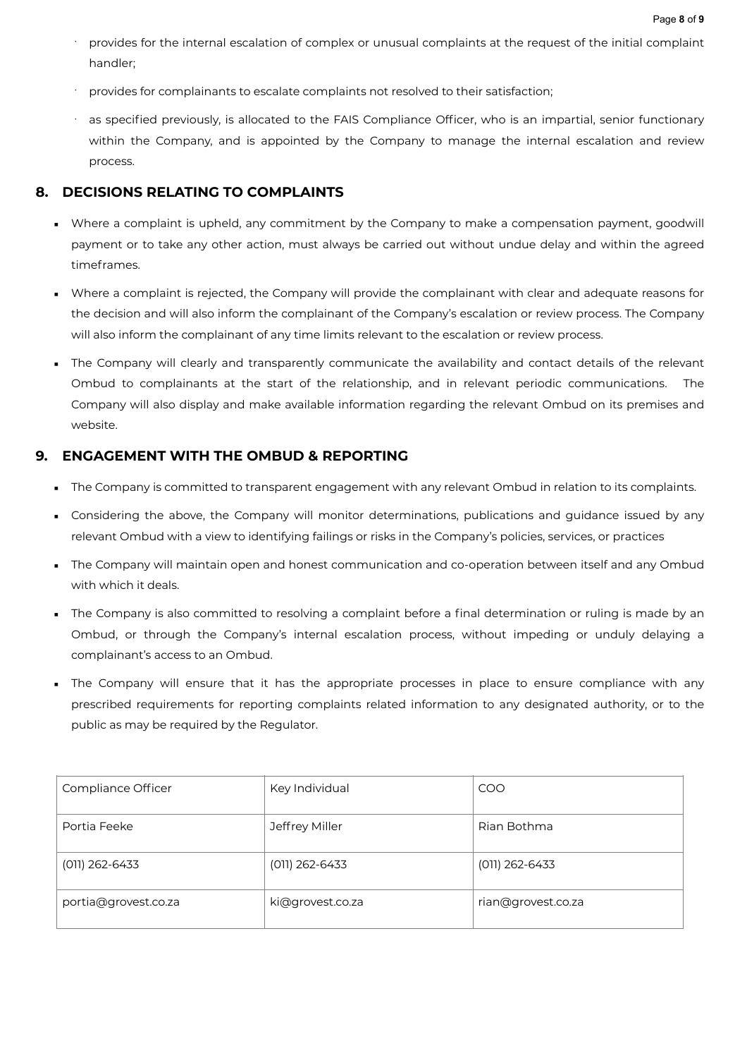- provides for the internal escalation of complex or unusual complaints at the request of the initial complaint handler;
- provides for complainants to escalate complaints not resolved to their satisfaction;
- as specified previously, is allocated to the FAIS Compliance Officer, who is an impartial, senior functionary within the Company, and is appointed by the Company to manage the internal escalation and review process.

## 8. DECISIONS RELATING TO COMPLAINTS

- Where a complaint is upheld, any commitment by the Company to make a compensation payment, goodwill payment or to take any other action, must always be carried out without undue delay and within the agreed timeframes.
- Where a complaint is rejected, the Company will provide the complainant with clear and adequate reasons for the decision and will also inform the complainant of the Company's escalation or review process. The Company will also inform the complainant of any time limits relevant to the escalation or review process.
- The Company will clearly and transparently communicate the availability and contact details of the relevant Ombud to complainants at the start of the relationship, and in relevant periodic communications. The Company will also display and make available information regarding the relevant Ombud on its premises and website.

## 9. ENGAGEMENT WITH THE OMBUD & REPORTING

- The Company is committed to transparent engagement with any relevant Ombud in relation to its complaints.
- Considering the above, the Company will monitor determinations, publications and guidance issued by any relevant Ombud with a view to identifying failings or risks in the Company's policies, services, or practices
- The Company will maintain open and honest communication and co-operation between itself and any Ombud with which it deals.
- The Company is also committed to resolving a complaint before a final determination or ruling is made by an Ombud, or through the Company's internal escalation process, without impeding or unduly delaying a complainant's access to an Ombud.
- The Company will ensure that it has the appropriate processes in place to ensure compliance with any prescribed requirements for reporting complaints related information to any designated authority, or to the public as may be required by the Regulator.

| Compliance Officer | Key Individual | COO |
|---|---|---|
| Portia Feeke | Jeffrey Miller | Rian Bothma |
| (011) 262-6433 | (011) 262-6433 | (011) 262-6433 |
| portia@grovest.co.za | ki@grovest.co.za | rian@grovest.co.za |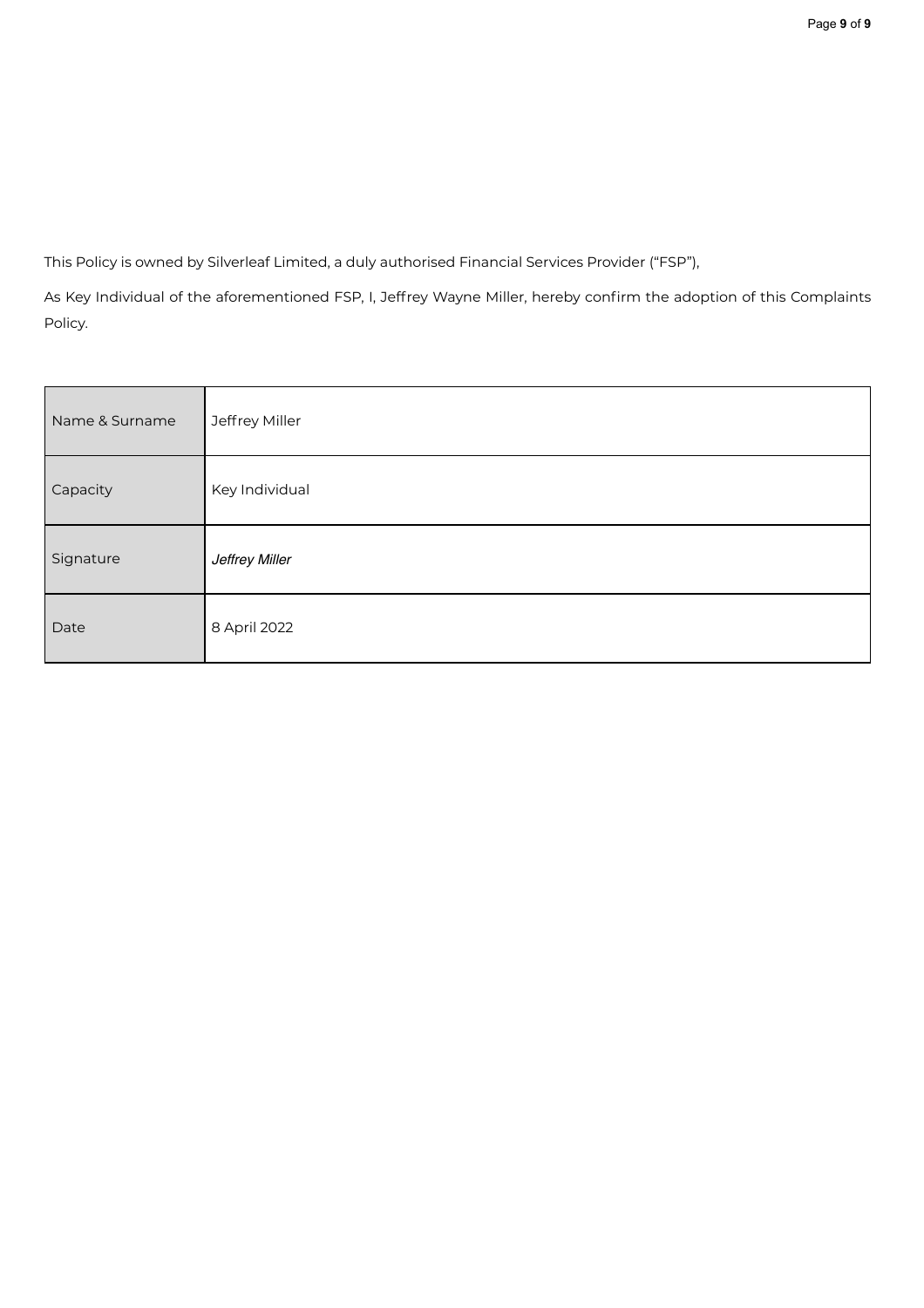This Policy is owned by Silverleaf Limited, a duly authorised Financial Services Provider ("FSP"),

As Key Individual of the aforementioned FSP, I, Jeffrey Wayne Miller, hereby confirm the adoption of this Complaints Policy.

| | |
|---|---|
| Name & Surname | Jeffrey Miller |
| Capacity | Key Individual |
| Signature | *Jeffrey Miller* |
| Date | 8 April 2022 |